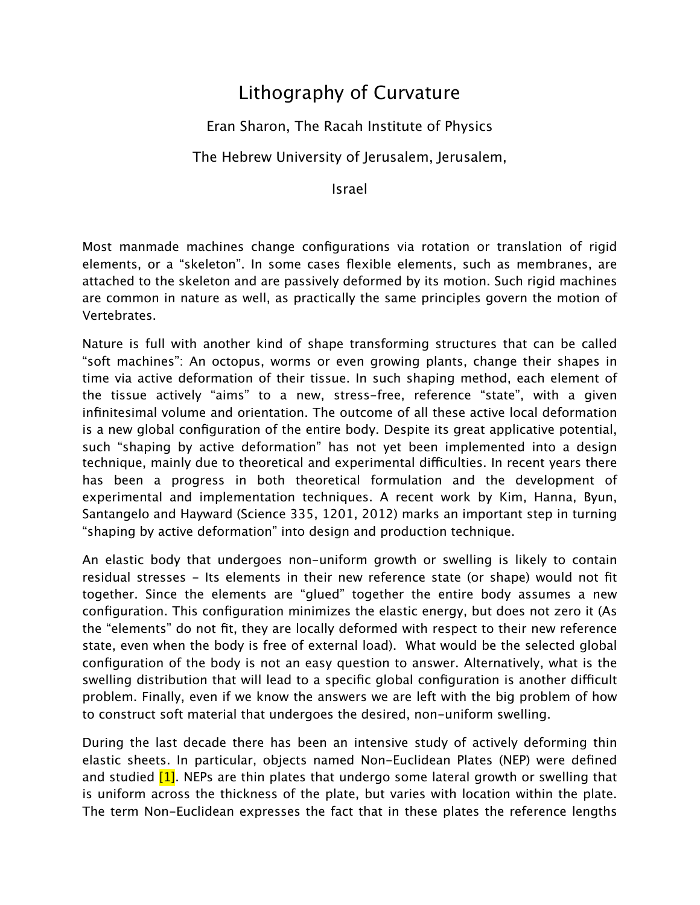# Lithography of Curvature

Eran Sharon, The Racah Institute of Physics

The Hebrew University of Jerusalem, Jerusalem,

Israel

Most manmade machines change configurations via rotation or translation of rigid elements, or a "skeleton". In some cases flexible elements, such as membranes, are attached to the skeleton and are passively deformed by its motion. Such rigid machines are common in nature as well, as practically the same principles govern the motion of Vertebrates.

Nature is full with another kind of shape transforming structures that can be called "soft machines": An octopus, worms or even growing plants, change their shapes in time via active deformation of their tissue. In such shaping method, each element of the tissue actively "aims" to a new, stress-free, reference "state", with a given infinitesimal volume and orientation. The outcome of all these active local deformation is a new global configuration of the entire body. Despite its great applicative potential, such "shaping by active deformation" has not yet been implemented into a design technique, mainly due to theoretical and experimental difficulties. In recent years there has been a progress in both theoretical formulation and the development of experimental and implementation techniques. A recent work by Kim, Hanna, Byun, Santangelo and Hayward (Science 335, 1201, 2012) marks an important step in turning "shaping by active deformation" into design and production technique.

An elastic body that undergoes non-uniform growth or swelling is likely to contain residual stresses - Its elements in their new reference state (or shape) would not fit together. Since the elements are "glued" together the entire body assumes a new configuration. This configuration minimizes the elastic energy, but does not zero it (As the "elements" do not fit, they are locally deformed with respect to their new reference state, even when the body is free of external load). What would be the selected global configuration of the body is not an easy question to answer. Alternatively, what is the swelling distribution that will lead to a specific global configuration is another difficult problem. Finally, even if we know the answers we are left with the big problem of how to construct soft material that undergoes the desired, non-uniform swelling.

During the last decade there has been an intensive study of actively deforming thin elastic sheets. In particular, objects named Non-Euclidean Plates (NEP) were defined and studied [1]. NEPs are thin plates that undergo some lateral growth or swelling that is uniform across the thickness of the plate, but varies with location within the plate. The term Non-Euclidean expresses the fact that in these plates the reference lengths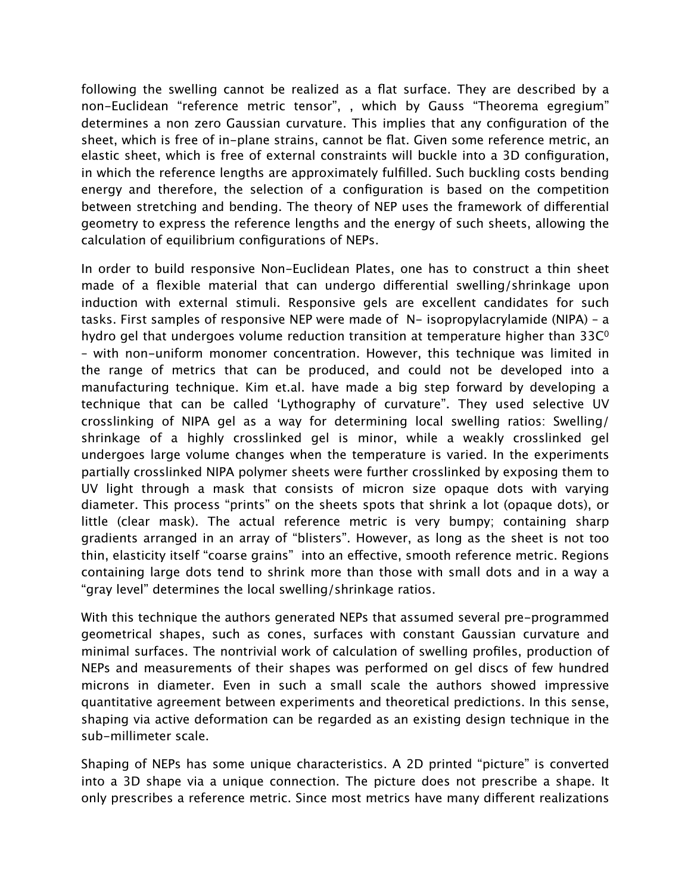following the swelling cannot be realized as a flat surface. They are described by a non-Euclidean "reference metric tensor", , which by Gauss "Theorema egregium" determines a non zero Gaussian curvature. This implies that any configuration of the sheet, which is free of in-plane strains, cannot be flat. Given some reference metric, an elastic sheet, which is free of external constraints will buckle into a 3D configuration, in which the reference lengths are approximately fulfilled. Such buckling costs bending energy and therefore, the selection of a configuration is based on the competition between stretching and bending. The theory of NEP uses the framework of differential geometry to express the reference lengths and the energy of such sheets, allowing the calculation of equilibrium configurations of NEPs.

In order to build responsive Non-Euclidean Plates, one has to construct a thin sheet made of a flexible material that can undergo differential swelling/shrinkage upon induction with external stimuli. Responsive gels are excellent candidates for such tasks. First samples of responsive NEP were made of N- isopropylacrylamide (NIPA) – a hydro gel that undergoes volume reduction transition at temperature higher than $33C^0$ – with non-uniform monomer concentration. However, this technique was limited in the range of metrics that can be produced, and could not be developed into a manufacturing technique. Kim et.al. have made a big step forward by developing a technique that can be called 'Lythography of curvature". They used selective UV crosslinking of NIPA gel as a way for determining local swelling ratios: Swelling/shrinkage of a highly crosslinked gel is minor, while a weakly crosslinked gel undergoes large volume changes when the temperature is varied. In the experiments partially crosslinked NIPA polymer sheets were further crosslinked by exposing them to UV light through a mask that consists of micron size opaque dots with varying diameter. This process "prints" on the sheets spots that shrink a lot (opaque dots), or little (clear mask). The actual reference metric is very bumpy; containing sharp gradients arranged in an array of "blisters". However, as long as the sheet is not too thin, elasticity itself "coarse grains" into an effective, smooth reference metric. Regions containing large dots tend to shrink more than those with small dots and in a way a "gray level" determines the local swelling/shrinkage ratios.

With this technique the authors generated NEPs that assumed several pre-programmed geometrical shapes, such as cones, surfaces with constant Gaussian curvature and minimal surfaces. The nontrivial work of calculation of swelling profiles, production of NEPs and measurements of their shapes was performed on gel discs of few hundred microns in diameter. Even in such a small scale the authors showed impressive quantitative agreement between experiments and theoretical predictions. In this sense, shaping via active deformation can be regarded as an existing design technique in the sub-millimeter scale.

Shaping of NEPs has some unique characteristics. A 2D printed "picture" is converted into a 3D shape via a unique connection. The picture does not prescribe a shape. It only prescribes a reference metric. Since most metrics have many different realizations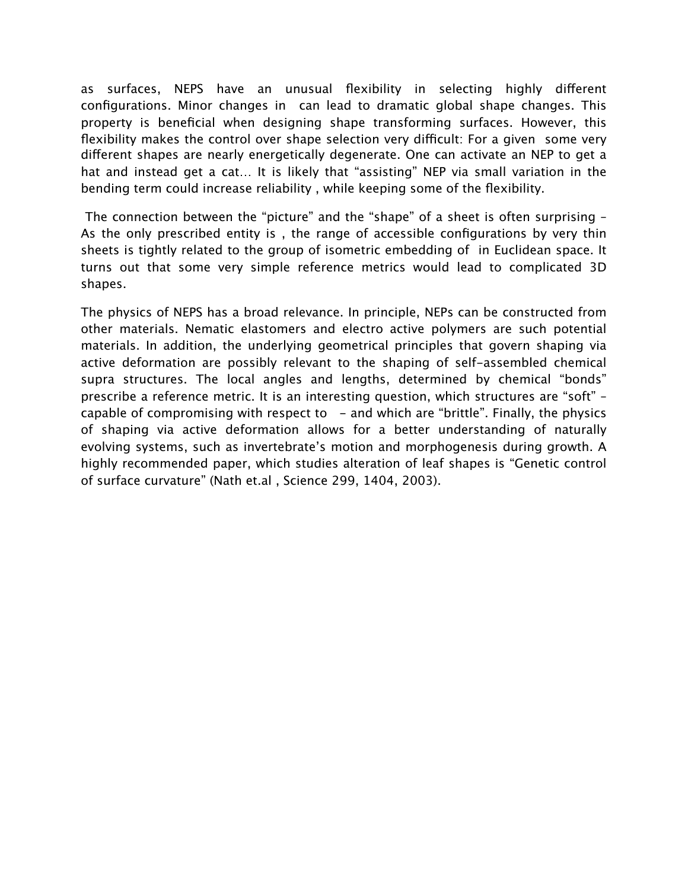as surfaces, NEPS have an unusual flexibility in selecting highly different configurations. Minor changes in  can lead to dramatic global shape changes. This property is beneficial when designing shape transforming surfaces. However, this flexibility makes the control over shape selection very difficult: For a given  some very different shapes are nearly energetically degenerate. One can activate an NEP to get a hat and instead get a cat… It is likely that "assisting" NEP via small variation in the bending term could increase reliability , while keeping some of the flexibility.

The connection between the "picture" and the "shape" of a sheet is often surprising – As the only prescribed entity is , the range of accessible configurations by very thin sheets is tightly related to the group of isometric embedding of  in Euclidean space. It turns out that some very simple reference metrics would lead to complicated 3D shapes.

The physics of NEPS has a broad relevance. In principle, NEPs can be constructed from other materials. Nematic elastomers and electro active polymers are such potential materials. In addition, the underlying geometrical principles that govern shaping via active deformation are possibly relevant to the shaping of self-assembled chemical supra structures. The local angles and lengths, determined by chemical "bonds" prescribe a reference metric. It is an interesting question, which structures are "soft" – capable of compromising with respect to  – and which are "brittle". Finally, the physics of shaping via active deformation allows for a better understanding of naturally evolving systems, such as invertebrate's motion and morphogenesis during growth. A highly recommended paper, which studies alteration of leaf shapes is "Genetic control of surface curvature" (Nath et.al , Science 299, 1404, 2003).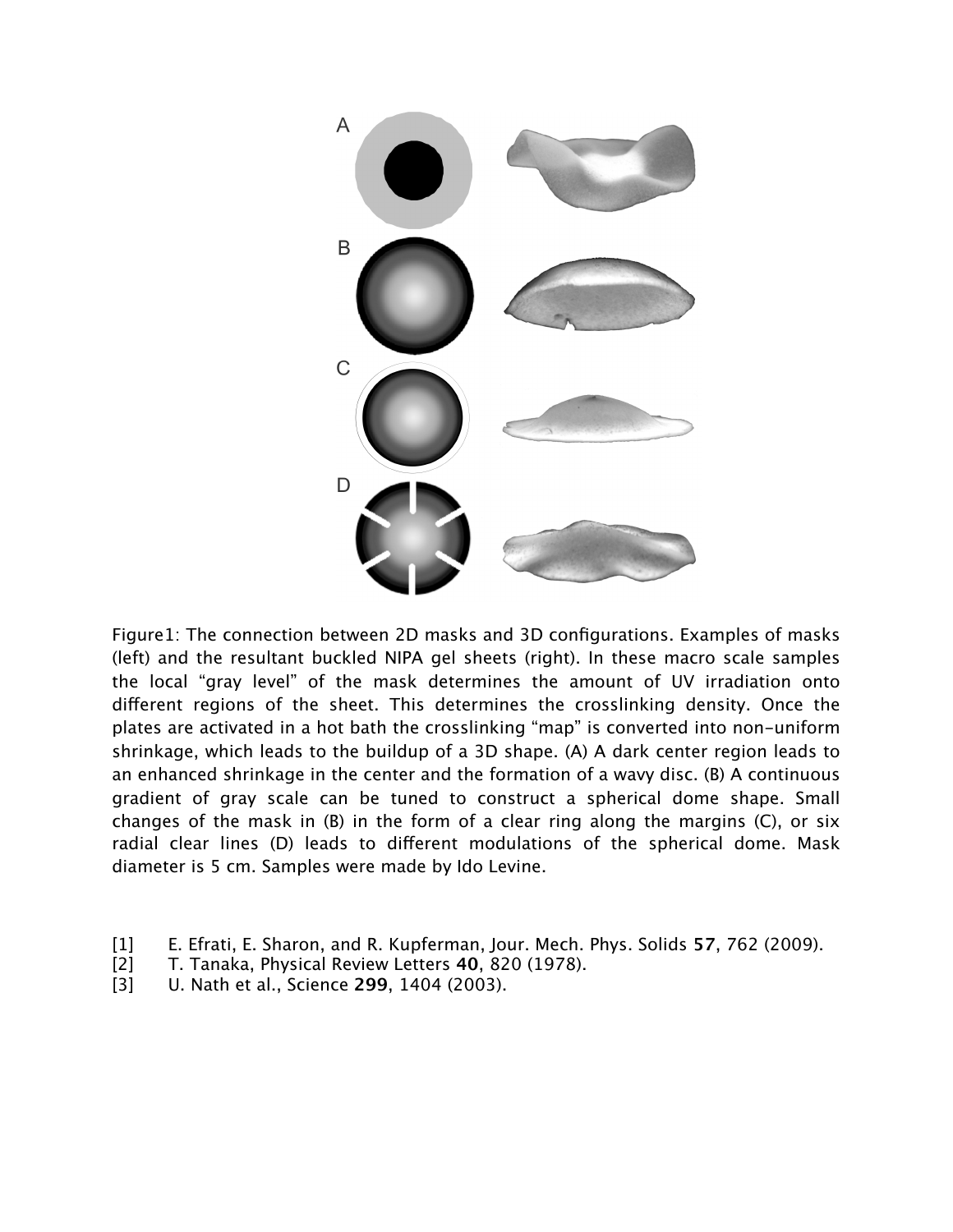A

B

C

D

Figure1: The connection between 2D masks and 3D configurations. Examples of masks (left) and the resultant buckled NIPA gel sheets (right). In these macro scale samples the local "gray level" of the mask determines the amount of UV irradiation onto different regions of the sheet. This determines the crosslinking density. Once the plates are activated in a hot bath the crosslinking "map" is converted into non-uniform shrinkage, which leads to the buildup of a 3D shape. (A) A dark center region leads to an enhanced shrinkage in the center and the formation of a wavy disc. (B) A continuous gradient of gray scale can be tuned to construct a spherical dome shape. Small changes of the mask in (B) in the form of a clear ring along the margins (C), or six radial clear lines (D) leads to different modulations of the spherical dome. Mask diameter is 5 cm. Samples were made by Ido Levine.

[1] E. Efrati, E. Sharon, and R. Kupferman, Jour. Mech. Phys. Solids **57**, 762 (2009).
[2] T. Tanaka, Physical Review Letters **40**, 820 (1978).
[3] U. Nath et al., Science **299**, 1404 (2003).